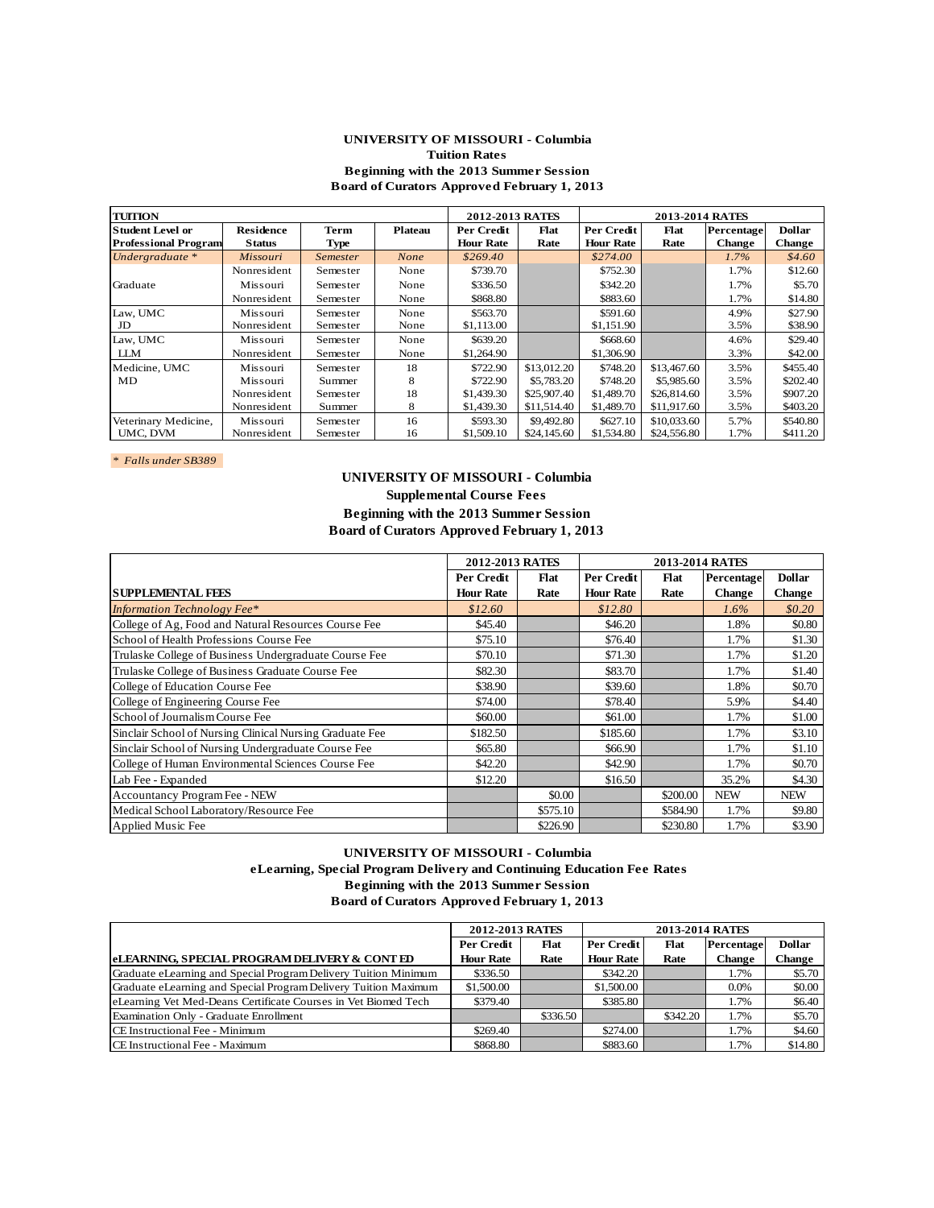**UNIVERSITY OF MISSOURI - Columbia**
**Tuition Rates**
**Beginning with the 2013 Summer Session**
**Board of Curators Approved February 1, 2013**

| TUITION | | | | 2012-2013 RATES | | 2013-2014 RATES | | | |
|---|---|---|---|---|---|---|---|---|---|
| Student Level or Professional Program | Residence Status | Term Type | Plateau | Per Credit Hour Rate | Flat Rate | Per Credit Hour Rate | Flat Rate | Percentage Change | Dollar Change |
| *Undergraduate ** | *Missouri* | *Semester* | *None* | *$269.40* | | *$274.00* | | *1.7%* | *$4.60* |
| | Nonresident | Semester | None | $739.70 | | $752.30 | | 1.7% | $12.60 |
| Graduate | Missouri | Semester | None | $336.50 | | $342.20 | | 1.7% | $5.70 |
| | Nonresident | Semester | None | $868.80 | | $883.60 | | 1.7% | $14.80 |
| Law, UMC JD | Missouri | Semester | None | $563.70 | | $591.60 | | 4.9% | $27.90 |
| | Nonresident | Semester | None | $1,113.00 | | $1,151.90 | | 3.5% | $38.90 |
| Law, UMC LLM | Missouri | Semester | None | $639.20 | | $668.60 | | 4.6% | $29.40 |
| | Nonresident | Semester | None | $1,264.90 | | $1,306.90 | | 3.3% | $42.00 |
| Medicine, UMC MD | Missouri | Semester | 18 | $722.90 | $13,012.20 | $748.20 | $13,467.60 | 3.5% | $455.40 |
| | Missouri | Summer | 8 | $722.90 | $5,783.20 | $748.20 | $5,985.60 | 3.5% | $202.40 |
| | Nonresident | Semester | 18 | $1,439.30 | $25,907.40 | $1,489.70 | $26,814.60 | 3.5% | $907.20 |
| | Nonresident | Summer | 8 | $1,439.30 | $11,514.40 | $1,489.70 | $11,917.60 | 3.5% | $403.20 |
| Veterinary Medicine, UMC, DVM | Missouri | Semester | 16 | $593.30 | $9,492.80 | $627.10 | $10,033.60 | 5.7% | $540.80 |
| | Nonresident | Semester | 16 | $1,509.10 | $24,145.60 | $1,534.80 | $24,556.80 | 1.7% | $411.20 |

*\* Falls under SB389*

**UNIVERSITY OF MISSOURI - Columbia**
**Supplemental Course Fees**
**Beginning with the 2013 Summer Session**
**Board of Curators Approved February 1, 2013**

| | 2012-2013 RATES | | 2013-2014 RATES | | | |
|---|---|---|---|---|---|---|
| SUPPLEMENTAL FEES | Per Credit Hour Rate | Flat Rate | Per Credit Hour Rate | Flat Rate | Percentage Change | Dollar Change |
| *Information Technology Fee** | *$12.60* | | *$12.80* | | *1.6%* | *$0.20* |
| College of Ag, Food and Natural Resources Course Fee | $45.40 | | $46.20 | | 1.8% | $0.80 |
| School of Health Professions Course Fee | $75.10 | | $76.40 | | 1.7% | $1.30 |
| Trulaske College of Business Undergraduate Course Fee | $70.10 | | $71.30 | | 1.7% | $1.20 |
| Trulaske College of Business Graduate Course Fee | $82.30 | | $83.70 | | 1.7% | $1.40 |
| College of Education Course Fee | $38.90 | | $39.60 | | 1.8% | $0.70 |
| College of Engineering Course Fee | $74.00 | | $78.40 | | 5.9% | $4.40 |
| School of Journalism Course Fee | $60.00 | | $61.00 | | 1.7% | $1.00 |
| Sinclair School of Nursing Clinical Nursing Graduate Fee | $182.50 | | $185.60 | | 1.7% | $3.10 |
| Sinclair School of Nursing Undergraduate Course Fee | $65.80 | | $66.90 | | 1.7% | $1.10 |
| College of Human Environmental Sciences Course Fee | $42.20 | | $42.90 | | 1.7% | $0.70 |
| Lab Fee - Expanded | $12.20 | | $16.50 | | 35.2% | $4.30 |
| Accountancy Program Fee - NEW | | $0.00 | | $200.00 | NEW | NEW |
| Medical School Laboratory/Resource Fee | | $575.10 | | $584.90 | 1.7% | $9.80 |
| Applied Music Fee | | $226.90 | | $230.80 | 1.7% | $3.90 |

**UNIVERSITY OF MISSOURI - Columbia**
**eLearning, Special Program Delivery and Continuing Education Fee Rates**
**Beginning with the 2013 Summer Session**
**Board of Curators Approved February 1, 2013**

| | 2012-2013 RATES | | 2013-2014 RATES | | | |
|---|---|---|---|---|---|---|
| eLEARNING, SPECIAL PROGRAM DELIVERY & CONT ED | Per Credit Hour Rate | Flat Rate | Per Credit Hour Rate | Flat Rate | Percentage Change | Dollar Change |
| Graduate eLearning and Special Program Delivery Tuition Minimum | $336.50 | | $342.20 | | 1.7% | $5.70 |
| Graduate eLearning and Special Program Delivery Tuition Maximum | $1,500.00 | | $1,500.00 | | 0.0% | $0.00 |
| eLearning Vet Med-Deans Certificate Courses in Vet Biomed Tech | $379.40 | | $385.80 | | 1.7% | $6.40 |
| Examination Only - Graduate Enrollment | | $336.50 | | $342.20 | 1.7% | $5.70 |
| CE Instructional Fee - Minimum | $269.40 | | $274.00 | | 1.7% | $4.60 |
| CE Instructional Fee - Maximum | $868.80 | | $883.60 | | 1.7% | $14.80 |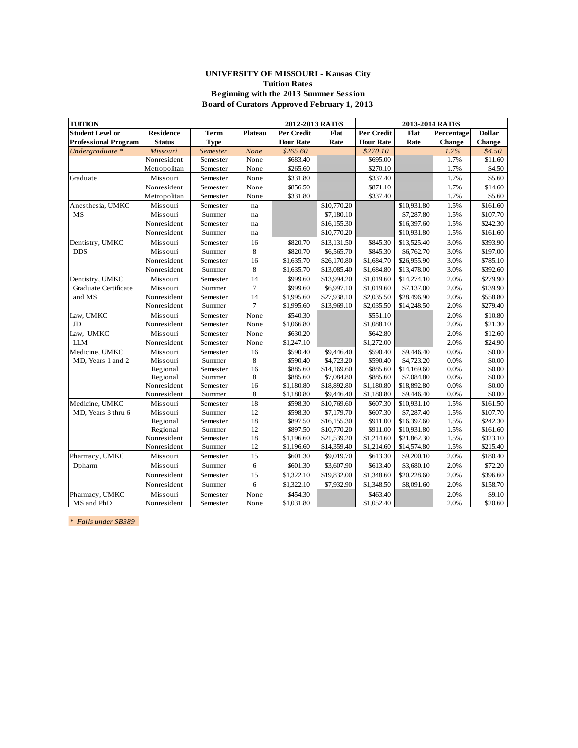**UNIVERSITY OF MISSOURI - Kansas City**
**Tuition Rates**
**Beginning with the 2013 Summer Session**
**Board of Curators Approved February 1, 2013**

| TUITION | | | | 2012-2013 RATES | | 2013-2014 RATES | | | |
|---|---|---|---|---|---|---|---|---|---|
| Student Level or Professional Program | Residence Status | Term Type | Plateau | Per Credit Hour Rate | Flat Rate | Per Credit Hour Rate | Flat Rate | Percentage Change | Dollar Change |
| *Undergraduate ** | *Missouri* | *Semester* | *None* | *$265.60* | | *$270.10* | | *1.7%* | *$4.50* |
| | Nonresident | Semester | None | $683.40 | | $695.00 | | 1.7% | $11.60 |
| | Metropolitan | Semester | None | $265.60 | | $270.10 | | 1.7% | $4.50 |
| Graduate | Missouri | Semester | None | $331.80 | | $337.40 | | 1.7% | $5.60 |
| | Nonresident | Semester | None | $856.50 | | $871.10 | | 1.7% | $14.60 |
| | Metropolitan | Semester | None | $331.80 | | $337.40 | | 1.7% | $5.60 |
| Anesthesia, UMKC | Missouri | Semester | na | | $10,770.20 | | $10,931.80 | 1.5% | $161.60 |
| MS | Missouri | Summer | na | | $7,180.10 | | $7,287.80 | 1.5% | $107.70 |
| | Nonresident | Semester | na | | $16,155.30 | | $16,397.60 | 1.5% | $242.30 |
| | Nonresident | Summer | na | | $10,770.20 | | $10,931.80 | 1.5% | $161.60 |
| Dentistry, UMKC | Missouri | Semester | 16 | $820.70 | $13,131.50 | $845.30 | $13,525.40 | 3.0% | $393.90 |
| DDS | Missouri | Summer | 8 | $820.70 | $6,565.70 | $845.30 | $6,762.70 | 3.0% | $197.00 |
| | Nonresident | Semester | 16 | $1,635.70 | $26,170.80 | $1,684.70 | $26,955.90 | 3.0% | $785.10 |
| | Nonresident | Summer | 8 | $1,635.70 | $13,085.40 | $1,684.80 | $13,478.00 | 3.0% | $392.60 |
| Dentistry, UMKC | Missouri | Semester | 14 | $999.60 | $13,994.20 | $1,019.60 | $14,274.10 | 2.0% | $279.90 |
| Graduate Certificate | Missouri | Summer | 7 | $999.60 | $6,997.10 | $1,019.60 | $7,137.00 | 2.0% | $139.90 |
| and MS | Nonresident | Semester | 14 | $1,995.60 | $27,938.10 | $2,035.50 | $28,496.90 | 2.0% | $558.80 |
| | Nonresident | Summer | 7 | $1,995.60 | $13,969.10 | $2,035.50 | $14,248.50 | 2.0% | $279.40 |
| Law, UMKC | Missouri | Semester | None | $540.30 | | $551.10 | | 2.0% | $10.80 |
| JD | Nonresident | Semester | None | $1,066.80 | | $1,088.10 | | 2.0% | $21.30 |
| Law, UMKC | Missouri | Semester | None | $630.20 | | $642.80 | | 2.0% | $12.60 |
| LLM | Nonresident | Semester | None | $1,247.10 | | $1,272.00 | | 2.0% | $24.90 |
| Medicine, UMKC | Missouri | Semester | 16 | $590.40 | $9,446.40 | $590.40 | $9,446.40 | 0.0% | $0.00 |
| MD, Years 1 and 2 | Missouri | Summer | 8 | $590.40 | $4,723.20 | $590.40 | $4,723.20 | 0.0% | $0.00 |
| | Regional | Semester | 16 | $885.60 | $14,169.60 | $885.60 | $14,169.60 | 0.0% | $0.00 |
| | Regional | Summer | 8 | $885.60 | $7,084.80 | $885.60 | $7,084.80 | 0.0% | $0.00 |
| | Nonresident | Semester | 16 | $1,180.80 | $18,892.80 | $1,180.80 | $18,892.80 | 0.0% | $0.00 |
| | Nonresident | Summer | 8 | $1,180.80 | $9,446.40 | $1,180.80 | $9,446.40 | 0.0% | $0.00 |
| Medicine, UMKC | Missouri | Semester | 18 | $598.30 | $10,769.60 | $607.30 | $10,931.10 | 1.5% | $161.50 |
| MD, Years 3 thru 6 | Missouri | Summer | 12 | $598.30 | $7,179.70 | $607.30 | $7,287.40 | 1.5% | $107.70 |
| | Regional | Semester | 18 | $897.50 | $16,155.30 | $911.00 | $16,397.60 | 1.5% | $242.30 |
| | Regional | Summer | 12 | $897.50 | $10,770.20 | $911.00 | $10,931.80 | 1.5% | $161.60 |
| | Nonresident | Semester | 18 | $1,196.60 | $21,539.20 | $1,214.60 | $21,862.30 | 1.5% | $323.10 |
| | Nonresident | Summer | 12 | $1,196.60 | $14,359.40 | $1,214.60 | $14,574.80 | 1.5% | $215.40 |
| Pharmacy, UMKC | Missouri | Semester | 15 | $601.30 | $9,019.70 | $613.30 | $9,200.10 | 2.0% | $180.40 |
| Dpharm | Missouri | Summer | 6 | $601.30 | $3,607.90 | $613.40 | $3,680.10 | 2.0% | $72.20 |
| | Nonresident | Semester | 15 | $1,322.10 | $19,832.00 | $1,348.60 | $20,228.60 | 2.0% | $396.60 |
| | Nonresident | Summer | 6 | $1,322.10 | $7,932.90 | $1,348.50 | $8,091.60 | 2.0% | $158.70 |
| Pharmacy, UMKC | Missouri | Semester | None | $454.30 | | $463.40 | | 2.0% | $9.10 |
| MS and PhD | Nonresident | Semester | None | $1,031.80 | | $1,052.40 | | 2.0% | $20.60 |

*\* Falls under SB389*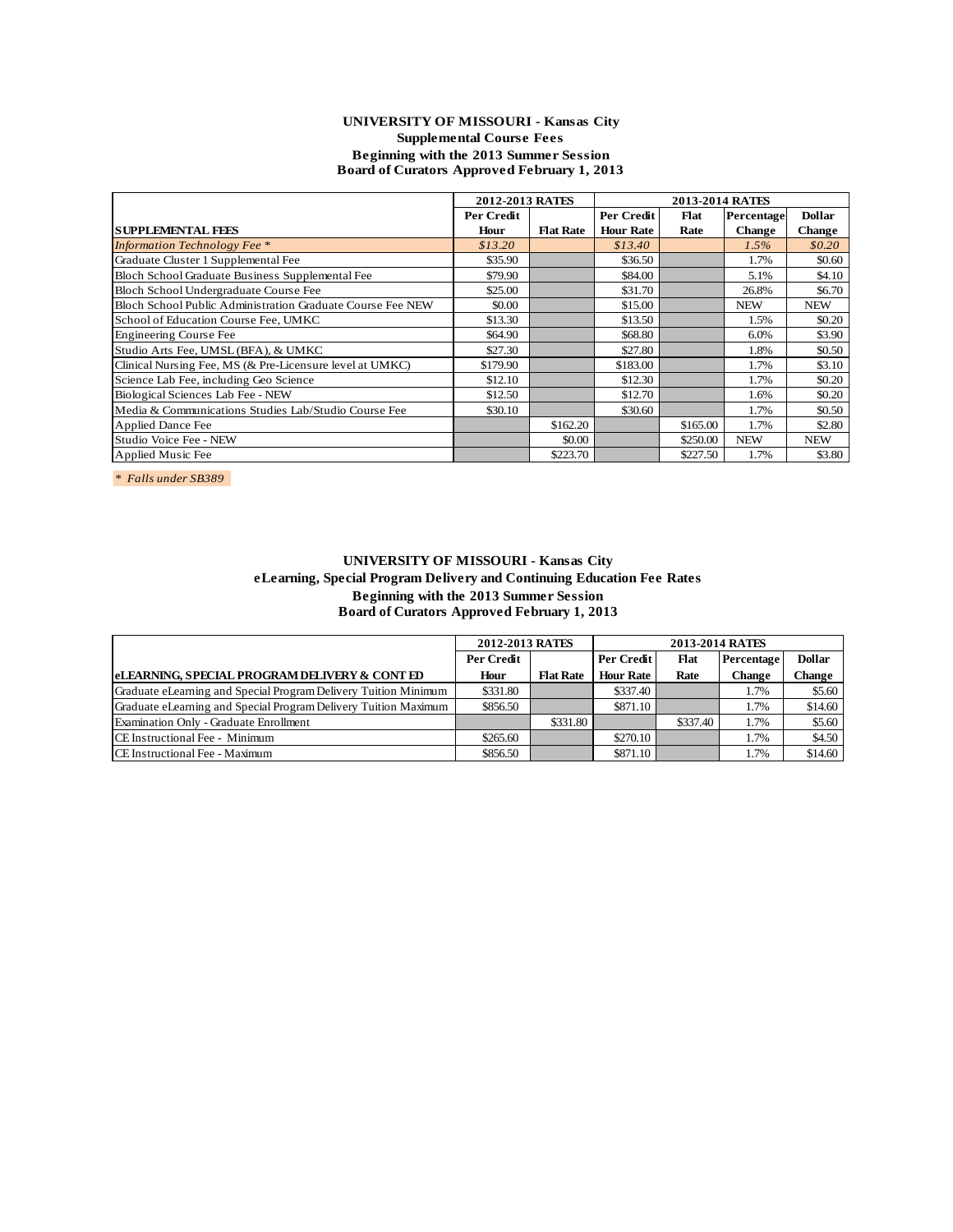# UNIVERSITY OF MISSOURI - Kansas City
## Supplemental Course Fees
### Beginning with the 2013 Summer Session
### Board of Curators Approved February 1, 2013

| | 2012-2013 RATES | | 2013-2014 RATES | | | |
|---|---|---|---|---|---|---|
| **SUPPLEMENTAL FEES** | **Per Credit Hour** | **Flat Rate** | **Per Credit Hour Rate** | **Flat Rate** | **Percentage Change** | **Dollar Change** |
| *Information Technology Fee ** | *$13.20* | | *$13.40* | | *1.5%* | *$0.20* |
| Graduate Cluster 1 Supplemental Fee | $35.90 | | $36.50 | | 1.7% | $0.60 |
| Bloch School Graduate Business Supplemental Fee | $79.90 | | $84.00 | | 5.1% | $4.10 |
| Bloch School Undergraduate Course Fee | $25.00 | | $31.70 | | 26.8% | $6.70 |
| Bloch School Public Administration Graduate Course Fee NEW | $0.00 | | $15.00 | | NEW | NEW |
| School of Education Course Fee, UMKC | $13.30 | | $13.50 | | 1.5% | $0.20 |
| Engineering Course Fee | $64.90 | | $68.80 | | 6.0% | $3.90 |
| Studio Arts Fee, UMSL (BFA), & UMKC | $27.30 | | $27.80 | | 1.8% | $0.50 |
| Clinical Nursing Fee, MS (& Pre-Licensure level at UMKC) | $179.90 | | $183.00 | | 1.7% | $3.10 |
| Science Lab Fee, including Geo Science | $12.10 | | $12.30 | | 1.7% | $0.20 |
| Biological Sciences Lab Fee - NEW | $12.50 | | $12.70 | | 1.6% | $0.20 |
| Media & Communications Studies Lab/Studio Course Fee | $30.10 | | $30.60 | | 1.7% | $0.50 |
| Applied Dance Fee | | $162.20 | | $165.00 | 1.7% | $2.80 |
| Studio Voice Fee - NEW | | $0.00 | | $250.00 | NEW | NEW |
| Applied Music Fee | | $223.70 | | $227.50 | 1.7% | $3.80 |

*\* Falls under SB389*

# UNIVERSITY OF MISSOURI - Kansas City
## eLearning, Special Program Delivery and Continuing Education Fee Rates
### Beginning with the 2013 Summer Session
### Board of Curators Approved February 1, 2013

| | 2012-2013 RATES | | 2013-2014 RATES | | | |
|---|---|---|---|---|---|---|
| **eLEARNING, SPECIAL PROGRAM DELIVERY & CONT ED** | **Per Credit Hour** | **Flat Rate** | **Per Credit Hour Rate** | **Flat Rate** | **Percentage Change** | **Dollar Change** |
| Graduate eLearning and Special Program Delivery Tuition Minimum | $331.80 | | $337.40 | | 1.7% | $5.60 |
| Graduate eLearning and Special Program Delivery Tuition Maximum | $856.50 | | $871.10 | | 1.7% | $14.60 |
| Examination Only - Graduate Enrollment | | $331.80 | | $337.40 | 1.7% | $5.60 |
| CE Instructional Fee - Minimum | $265.60 | | $270.10 | | 1.7% | $4.50 |
| CE Instructional Fee - Maximum | $856.50 | | $871.10 | | 1.7% | $14.60 |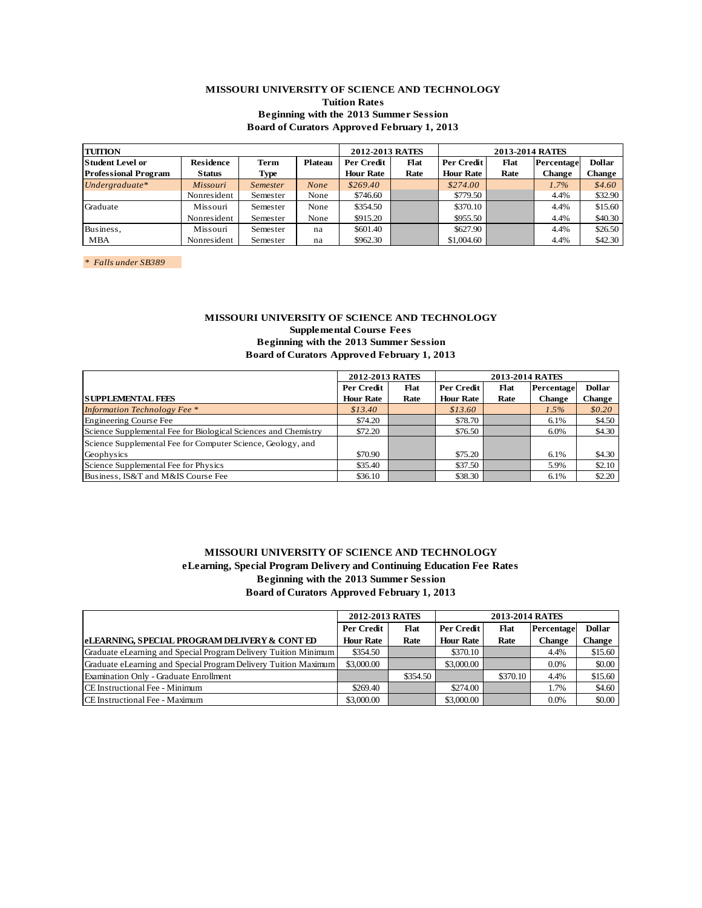**MISSOURI UNIVERSITY OF SCIENCE AND TECHNOLOGY**
**Tuition Rates**
**Beginning with the 2013 Summer Session**
**Board of Curators Approved February 1, 2013**

| TUITION | | | | 2012-2013 RATES | | 2013-2014 RATES | | | |
|---|---|---|---|---|---|---|---|---|---|
| Student Level or Professional Program | Residence Status | Term Type | Plateau | Per Credit Hour Rate | Flat Rate | Per Credit Hour Rate | Flat Rate | Percentage Change | Dollar Change |
| *Undergraduate** | *Missouri* | *Semester* | *None* | *$269.40* | | *$274.00* | | *1.7%* | *$4.60* |
| | Nonresident | Semester | None | $746.60 | | $779.50 | | 4.4% | $32.90 |
| Graduate | Missouri | Semester | None | $354.50 | | $370.10 | | 4.4% | $15.60 |
| | Nonresident | Semester | None | $915.20 | | $955.50 | | 4.4% | $40.30 |
| Business, | Missouri | Semester | na | $601.40 | | $627.90 | | 4.4% | $26.50 |
| MBA | Nonresident | Semester | na | $962.30 | | $1,004.60 | | 4.4% | $42.30 |

*\* Falls under SB389*

**MISSOURI UNIVERSITY OF SCIENCE AND TECHNOLOGY**
**Supplemental Course Fees**
**Beginning with the 2013 Summer Session**
**Board of Curators Approved February 1, 2013**

| | 2012-2013 RATES | | 2013-2014 RATES | | | |
|---|---|---|---|---|---|---|
| SUPPLEMENTAL FEES | Per Credit Hour Rate | Flat Rate | Per Credit Hour Rate | Flat Rate | Percentage Change | Dollar Change |
| *Information Technology Fee \** | *$13.40* | | *$13.60* | | *1.5%* | *$0.20* |
| Engineering Course Fee | $74.20 | | $78.70 | | 6.1% | $4.50 |
| Science Supplemental Fee for Biological Sciences and Chemistry | $72.20 | | $76.50 | | 6.0% | $4.30 |
| Science Supplemental Fee for Computer Science, Geology, and Geophysics | $70.90 | | $75.20 | | 6.1% | $4.30 |
| Science Supplemental Fee for Physics | $35.40 | | $37.50 | | 5.9% | $2.10 |
| Business, IS&T and M&IS Course Fee | $36.10 | | $38.30 | | 6.1% | $2.20 |

**MISSOURI UNIVERSITY OF SCIENCE AND TECHNOLOGY**
**eLearning, Special Program Delivery and Continuing Education Fee Rates**
**Beginning with the 2013 Summer Session**
**Board of Curators Approved February 1, 2013**

| | 2012-2013 RATES | | 2013-2014 RATES | | | |
|---|---|---|---|---|---|---|
| eLEARNING, SPECIAL PROGRAM DELIVERY & CONT ED | Per Credit Hour Rate | Flat Rate | Per Credit Hour Rate | Flat Rate | Percentage Change | Dollar Change |
| Graduate eLearning and Special Program Delivery Tuition Minimum | $354.50 | | $370.10 | | 4.4% | $15.60 |
| Graduate eLearning and Special Program Delivery Tuition Maximum | $3,000.00 | | $3,000.00 | | 0.0% | $0.00 |
| Examination Only - Graduate Enrollment | | $354.50 | | $370.10 | 4.4% | $15.60 |
| CE Instructional Fee - Minimum | $269.40 | | $274.00 | | 1.7% | $4.60 |
| CE Instructional Fee - Maximum | $3,000.00 | | $3,000.00 | | 0.0% | $0.00 |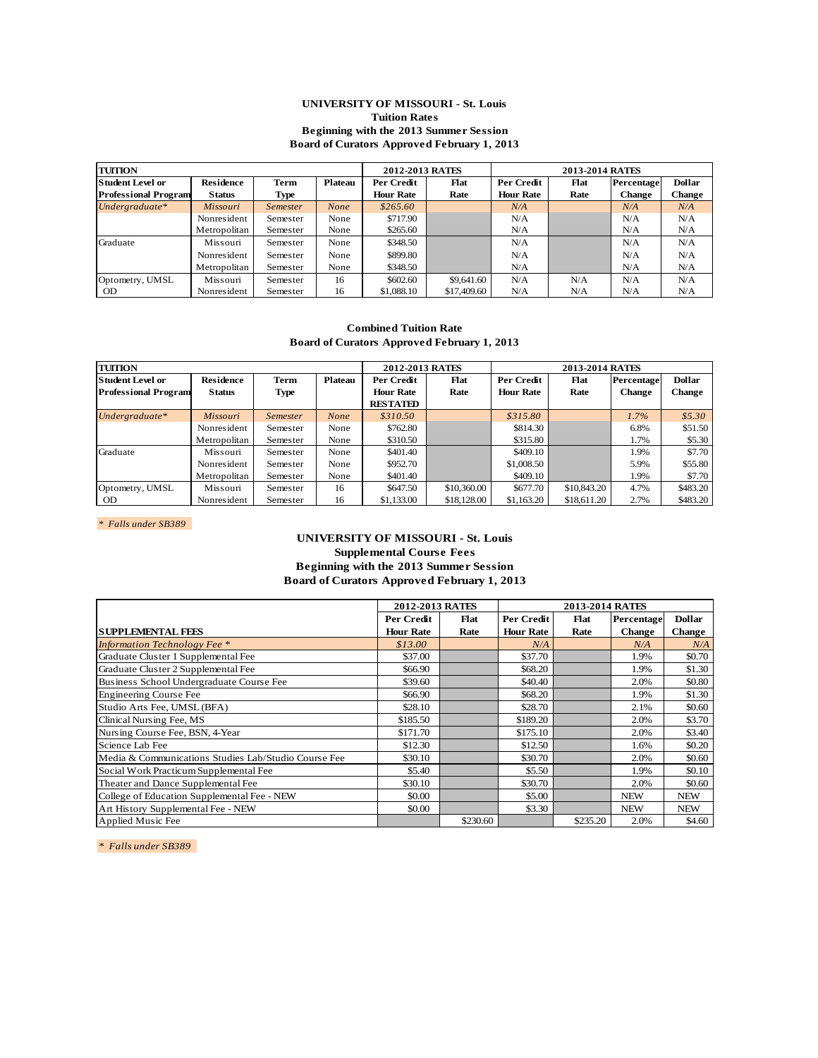**UNIVERSITY OF MISSOURI - St. Louis**
**Tuition Rates**
**Beginning with the 2013 Summer Session**
**Board of Curators Approved February 1, 2013**

| TUITION | | | | 2012-2013 RATES | | 2013-2014 RATES | | | |
|---|---|---|---|---|---|---|---|---|---|
| Student Level or Professional Program | Residence Status | Term Type | Plateau | Per Credit Hour Rate | Flat Rate | Per Credit Hour Rate | Flat Rate | Percentage Change | Dollar Change |
| *Undergraduate** | *Missouri* | *Semester* | *None* | *$265.60* | | *N/A* | | *N/A* | *N/A* |
| | Nonresident | Semester | None | $717.90 | | N/A | | N/A | N/A |
| | Metropolitan | Semester | None | $265.60 | | N/A | | N/A | N/A |
| Graduate | Missouri | Semester | None | $348.50 | | N/A | | N/A | N/A |
| | Nonresident | Semester | None | $899.80 | | N/A | | N/A | N/A |
| | Metropolitan | Semester | None | $348.50 | | N/A | | N/A | N/A |
| Optometry, UMSL | Missouri | Semester | 16 | $602.60 | $9,641.60 | N/A | N/A | N/A | N/A |
| OD | Nonresident | Semester | 16 | $1,088.10 | $17,409.60 | N/A | N/A | N/A | N/A |

**Combined Tuition Rate**
**Board of Curators Approved February 1, 2013**

| TUITION | | | | 2012-2013 RATES | | 2013-2014 RATES | | | |
|---|---|---|---|---|---|---|---|---|---|
| Student Level or Professional Program | Residence Status | Term Type | Plateau | Per Credit Hour Rate RESTATED | Flat Rate | Per Credit Hour Rate | Flat Rate | Percentage Change | Dollar Change |
| *Undergraduate** | *Missouri* | *Semester* | *None* | *$310.50* | | *$315.80* | | *1.7%* | *$5.30* |
| | Nonresident | Semester | None | $762.80 | | $814.30 | | 6.8% | $51.50 |
| | Metropolitan | Semester | None | $310.50 | | $315.80 | | 1.7% | $5.30 |
| Graduate | Missouri | Semester | None | $401.40 | | $409.10 | | 1.9% | $7.70 |
| | Nonresident | Semester | None | $952.70 | | $1,008.50 | | 5.9% | $55.80 |
| | Metropolitan | Semester | None | $401.40 | | $409.10 | | 1.9% | $7.70 |
| Optometry, UMSL | Missouri | Semester | 16 | $647.50 | $10,360.00 | $677.70 | $10,843.20 | 4.7% | $483.20 |
| OD | Nonresident | Semester | 16 | $1,133.00 | $18,128.00 | $1,163.20 | $18,611.20 | 2.7% | $483.20 |

*\* Falls under SB389*

**UNIVERSITY OF MISSOURI - St. Louis**
**Supplemental Course Fees**
**Beginning with the 2013 Summer Session**
**Board of Curators Approved February 1, 2013**

| | 2012-2013 RATES | | 2013-2014 RATES | | | |
|---|---|---|---|---|---|---|
| SUPPLEMENTAL FEES | Per Credit Hour Rate | Flat Rate | Per Credit Hour Rate | Flat Rate | Percentage Change | Dollar Change |
| *Information Technology Fee ** | *$13.00* | | *N/A* | | *N/A* | *N/A* |
| Graduate Cluster 1 Supplemental Fee | $37.00 | | $37.70 | | 1.9% | $0.70 |
| Graduate Cluster 2 Supplemental Fee | $66.90 | | $68.20 | | 1.9% | $1.30 |
| Business School Undergraduate Course Fee | $39.60 | | $40.40 | | 2.0% | $0.80 |
| Engineering Course Fee | $66.90 | | $68.20 | | 1.9% | $1.30 |
| Studio Arts Fee, UMSL (BFA) | $28.10 | | $28.70 | | 2.1% | $0.60 |
| Clinical Nursing Fee, MS | $185.50 | | $189.20 | | 2.0% | $3.70 |
| Nursing Course Fee, BSN, 4-Year | $171.70 | | $175.10 | | 2.0% | $3.40 |
| Science Lab Fee | $12.30 | | $12.50 | | 1.6% | $0.20 |
| Media & Communications Studies Lab/Studio Course Fee | $30.10 | | $30.70 | | 2.0% | $0.60 |
| Social Work Practicum Supplemental Fee | $5.40 | | $5.50 | | 1.9% | $0.10 |
| Theater and Dance Supplemental Fee | $30.10 | | $30.70 | | 2.0% | $0.60 |
| College of Education Supplemental Fee - NEW | $0.00 | | $5.00 | | NEW | NEW |
| Art History Supplemental Fee - NEW | $0.00 | | $3.30 | | NEW | NEW |
| Applied Music Fee | | $230.60 | | $235.20 | 2.0% | $4.60 |

*\* Falls under SB389*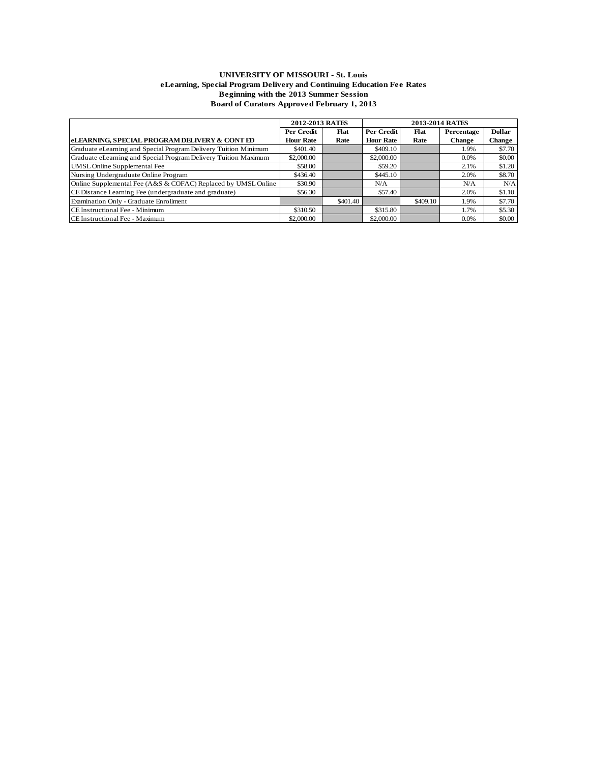**UNIVERSITY OF MISSOURI - St. Louis**
**eLearning, Special Program Delivery and Continuing Education Fee Rates**
**Beginning with the 2013 Summer Session**
**Board of Curators Approved February 1, 2013**

| | 2012-2013 RATES | | 2013-2014 RATES | | | |
|---|---|---|---|---|---|---|
| **eLEARNING, SPECIAL PROGRAM DELIVERY & CONT ED** | **Per Credit Hour Rate** | **Flat Rate** | **Per Credit Hour Rate** | **Flat Rate** | **Percentage Change** | **Dollar Change** |
| Graduate eLearning and Special Program Delivery Tuition Minimum | $401.40 | | $409.10 | | 1.9% | $7.70 |
| Graduate eLearning and Special Program Delivery Tuition Maximum | $2,000.00 | | $2,000.00 | | 0.0% | $0.00 |
| UMSL Online Supplemental Fee | $58.00 | | $59.20 | | 2.1% | $1.20 |
| Nursing Undergraduate Online Program | $436.40 | | $445.10 | | 2.0% | $8.70 |
| Online Supplemental Fee (A&S & COFAC) Replaced by UMSL Online | $30.90 | | N/A | | N/A | N/A |
| CE Distance Learning Fee (undergraduate and graduate) | $56.30 | | $57.40 | | 2.0% | $1.10 |
| Examination Only - Graduate Enrollment | | $401.40 | | $409.10 | 1.9% | $7.70 |
| CE Instructional Fee - Minimum | $310.50 | | $315.80 | | 1.7% | $5.30 |
| CE Instructional Fee - Maximum | $2,000.00 | | $2,000.00 | | 0.0% | $0.00 |